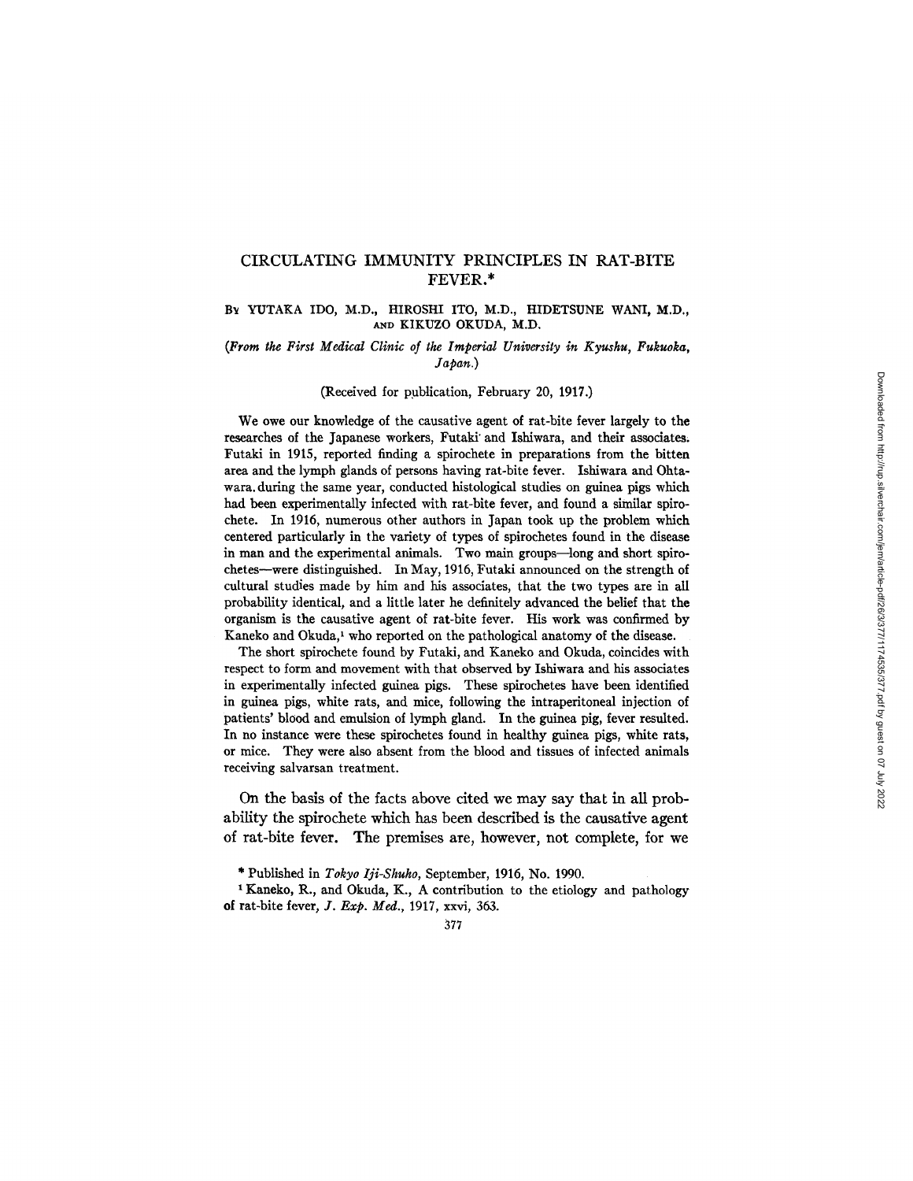# CIRCULATING IMMUNITY PRINCIPLES IN RAT-BITE FEVER.*

By YUTAKA IDO, M.D., HIROSHI ITO, M.D., HIDETSUNE WANI, M.D., AND KIKUZO OKUDA, M.D.

*(From the First Medical Clinic of the Imperial University in Kyushu, Fukuoka, Japan.)*

(Received for publication, February 20, 1917.)

We owe our knowledge of the causative agent of rat-bite fever largely to the researches of the Japanese workers, Futaki and Ishiwara, and their associates. Futaki in 1915, reported finding a spirochete in preparations from the bitten area and the lymph glands of persons having rat-bite fever. Ishiwara and Ohtawara during the same year, conducted histological studies on guinea pigs which had been experimentally infected with rat-bite fever, and found a similar spirochete. In 1916, numerous other authors in Japan took up the problem which centered particularly in the variety of types of spirochetes found in the disease in man and the experimental animals. Two main groups—long and short spirochetes—were distinguished. In May, 1916, Futaki announced on the strength of cultural studies made by him and his associates, that the two types are in all probability identical, and a little later he definitely advanced the belief that the organism is the causative agent of rat-bite fever. His work was confirmed by Kaneko and Okuda,[1] who reported on the pathological anatomy of the disease.

The short spirochete found by Futaki, and Kaneko and Okuda, coincides with respect to form and movement with that observed by Ishiwara and his associates in experimentally infected guinea pigs. These spirochetes have been identified in guinea pigs, white rats, and mice, following the intraperitoneal injection of patients' blood and emulsion of lymph gland. In the guinea pig, fever resulted. In no instance were these spirochetes found in healthy guinea pigs, white rats, or mice. They were also absent from the blood and tissues of infected animals receiving salvarsan treatment.

On the basis of the facts above cited we may say that in all probability the spirochete which has been described is the causative agent of rat-bite fever. The premises are, however, not complete, for we

\* Published in *Tokyo Iji-Shuho*, September, 1916, No. 1990.

[1] Kaneko, R., and Okuda, K., A contribution to the etiology and pathology of rat-bite fever, *J. Exp. Med.*, 1917, xxvi, 363.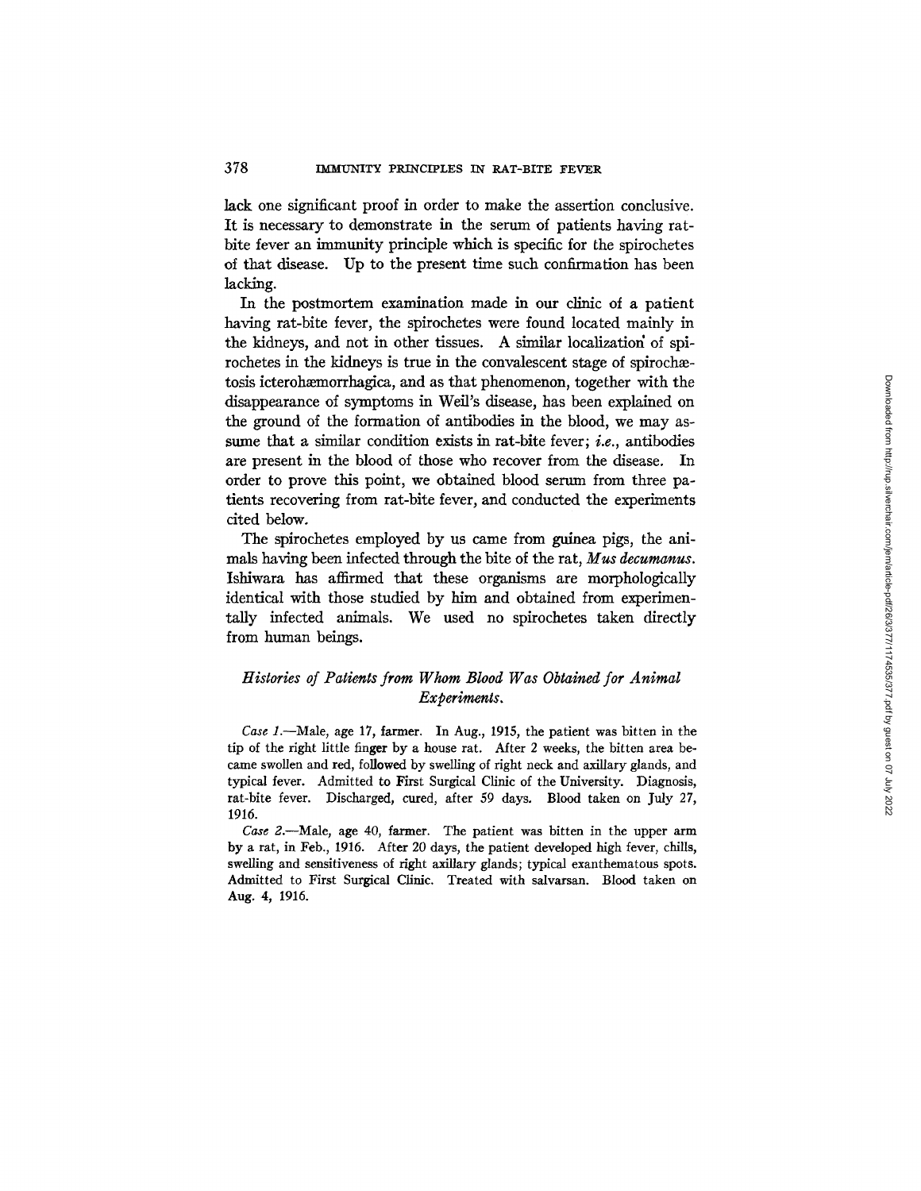lack one significant proof in order to make the assertion conclusive. It is necessary to demonstrate in the serum of patients having rat-bite fever an immunity principle which is specific for the spirochetes of that disease. Up to the present time such confirmation has been lacking.

In the postmortem examination made in our clinic of a patient having rat-bite fever, the spirochetes were found located mainly in the kidneys, and not in other tissues. A similar localization of spirochetes in the kidneys is true in the convalescent stage of spirochætosis icterohæmorrhagica, and as that phenomenon, together with the disappearance of symptoms in Weil's disease, has been explained on the ground of the formation of antibodies in the blood, we may assume that a similar condition exists in rat-bite fever; *i.e.*, antibodies are present in the blood of those who recover from the disease. In order to prove this point, we obtained blood serum from three patients recovering from rat-bite fever, and conducted the experiments cited below.

The spirochetes employed by us came from guinea pigs, the animals having been infected through the bite of the rat, *Mus decumanus*. Ishiwara has affirmed that these organisms are morphologically identical with those studied by him and obtained from experimentally infected animals. We used no spirochetes taken directly from human beings.

### *Histories of Patients from Whom Blood Was Obtained for Animal Experiments.*

*Case 1.*—Male, age 17, farmer. In Aug., 1915, the patient was bitten in the tip of the right little finger by a house rat. After 2 weeks, the bitten area became swollen and red, followed by swelling of right neck and axillary glands, and typical fever. Admitted to First Surgical Clinic of the University. Diagnosis, rat-bite fever. Discharged, cured, after 59 days. Blood taken on July 27, 1916.

*Case 2.*—Male, age 40, farmer. The patient was bitten in the upper arm by a rat, in Feb., 1916. After 20 days, the patient developed high fever, chills, swelling and sensitiveness of right axillary glands; typical exanthematous spots. Admitted to First Surgical Clinic. Treated with salvarsan. Blood taken on Aug. 4, 1916.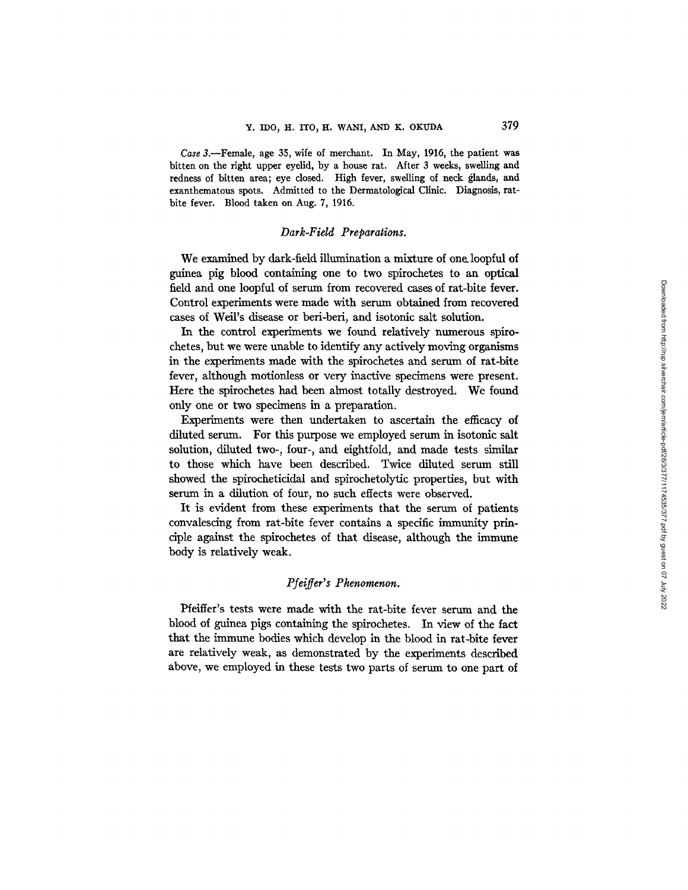*Case 3.*—Female, age 35, wife of merchant. In May, 1916, the patient was bitten on the right upper eyelid, by a house rat. After 3 weeks, swelling and redness of bitten area; eye closed. High fever, swelling of neck glands, and exanthematous spots. Admitted to the Dermatological Clinic. Diagnosis, rat-bite fever. Blood taken on Aug. 7, 1916.

### *Dark-Field Preparations.*

We examined by dark-field illumination a mixture of one loopful of guinea pig blood containing one to two spirochetes to an optical field and one loopful of serum from recovered cases of rat-bite fever. Control experiments were made with serum obtained from recovered cases of Weil's disease or beri-beri, and isotonic salt solution.

In the control experiments we found relatively numerous spirochetes, but we were unable to identify any actively moving organisms in the experiments made with the spirochetes and serum of rat-bite fever, although motionless or very inactive specimens were present. Here the spirochetes had been almost totally destroyed. We found only one or two specimens in a preparation.

Experiments were then undertaken to ascertain the efficacy of diluted serum. For this purpose we employed serum in isotonic salt solution, diluted two-, four-, and eightfold, and made tests similar to those which have been described. Twice diluted serum still showed the spirocheticidal and spirochetolytic properties, but with serum in a dilution of four, no such effects were observed.

It is evident from these experiments that the serum of patients convalescing from rat-bite fever contains a specific immunity principle against the spirochetes of that disease, although the immune body is relatively weak.

### *Pfeiffer's Phenomenon.*

Pfeiffer's tests were made with the rat-bite fever serum and the blood of guinea pigs containing the spirochetes. In view of the fact that the immune bodies which develop in the blood in rat-bite fever are relatively weak, as demonstrated by the experiments described above, we employed in these tests two parts of serum to one part of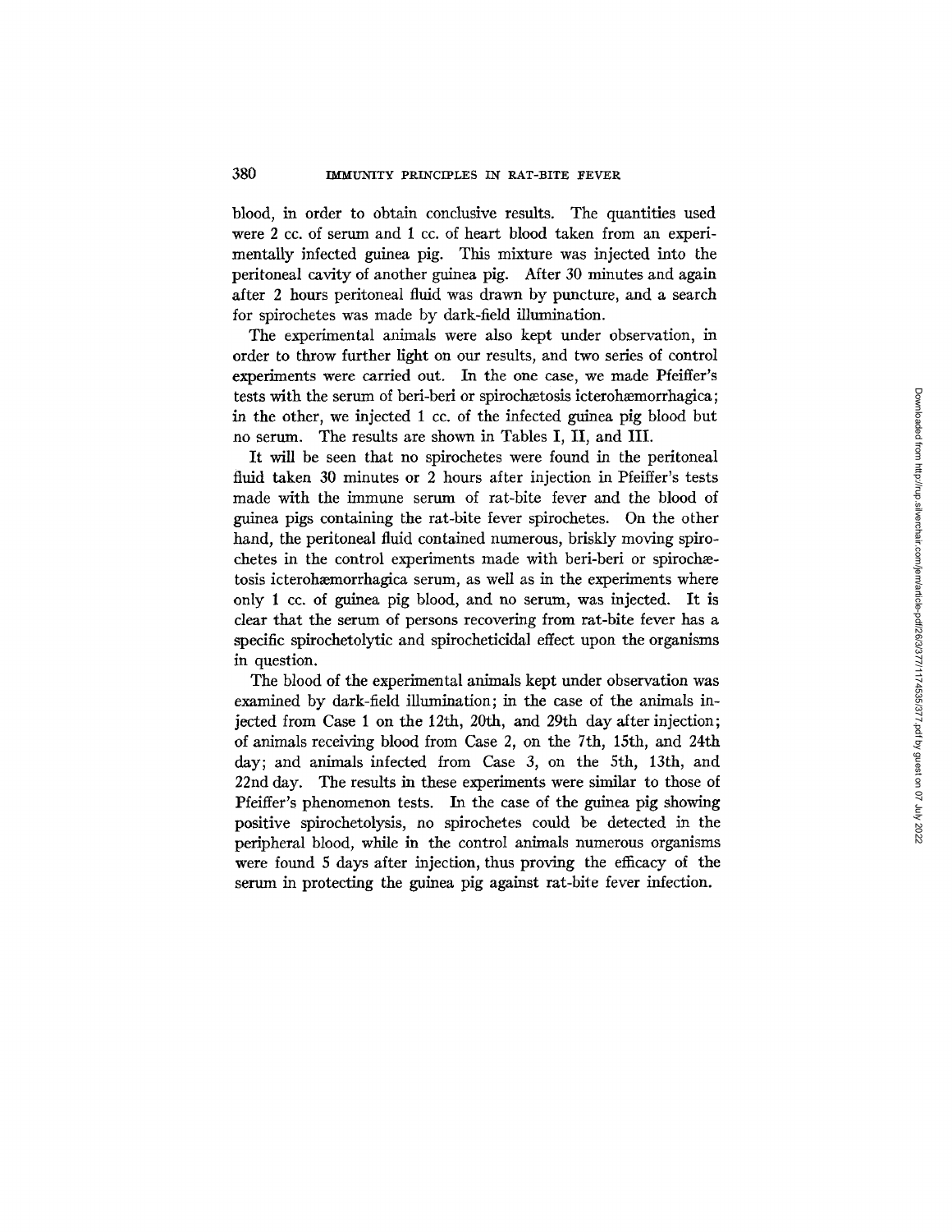blood, in order to obtain conclusive results. The quantities used were 2 cc. of serum and 1 cc. of heart blood taken from an experimentally infected guinea pig. This mixture was injected into the peritoneal cavity of another guinea pig. After 30 minutes and again after 2 hours peritoneal fluid was drawn by puncture, and a search for spirochetes was made by dark-field illumination.

The experimental animals were also kept under observation, in order to throw further light on our results, and two series of control experiments were carried out. In the one case, we made Pfeiffer's tests with the serum of beri-beri or spirochætosis icterohæmorrhagica; in the other, we injected 1 cc. of the infected guinea pig blood but no serum. The results are shown in Tables I, II, and III.

It will be seen that no spirochetes were found in the peritoneal fluid taken 30 minutes or 2 hours after injection in Pfeiffer's tests made with the immune serum of rat-bite fever and the blood of guinea pigs containing the rat-bite fever spirochetes. On the other hand, the peritoneal fluid contained numerous, briskly moving spirochetes in the control experiments made with beri-beri or spirochætosis icterohæmorrhagica serum, as well as in the experiments where only 1 cc. of guinea pig blood, and no serum, was injected. It is clear that the serum of persons recovering from rat-bite fever has a specific spirochetolytic and spirocheticidal effect upon the organisms in question.

The blood of the experimental animals kept under observation was examined by dark-field illumination; in the case of the animals injected from Case 1 on the 12th, 20th, and 29th day after injection; of animals receiving blood from Case 2, on the 7th, 15th, and 24th day; and animals infected from Case 3, on the 5th, 13th, and 22nd day. The results in these experiments were similar to those of Pfeiffer's phenomenon tests. In the case of the guinea pig showing positive spirochetolysis, no spirochetes could be detected in the peripheral blood, while in the control animals numerous organisms were found 5 days after injection, thus proving the efficacy of the serum in protecting the guinea pig against rat-bite fever infection.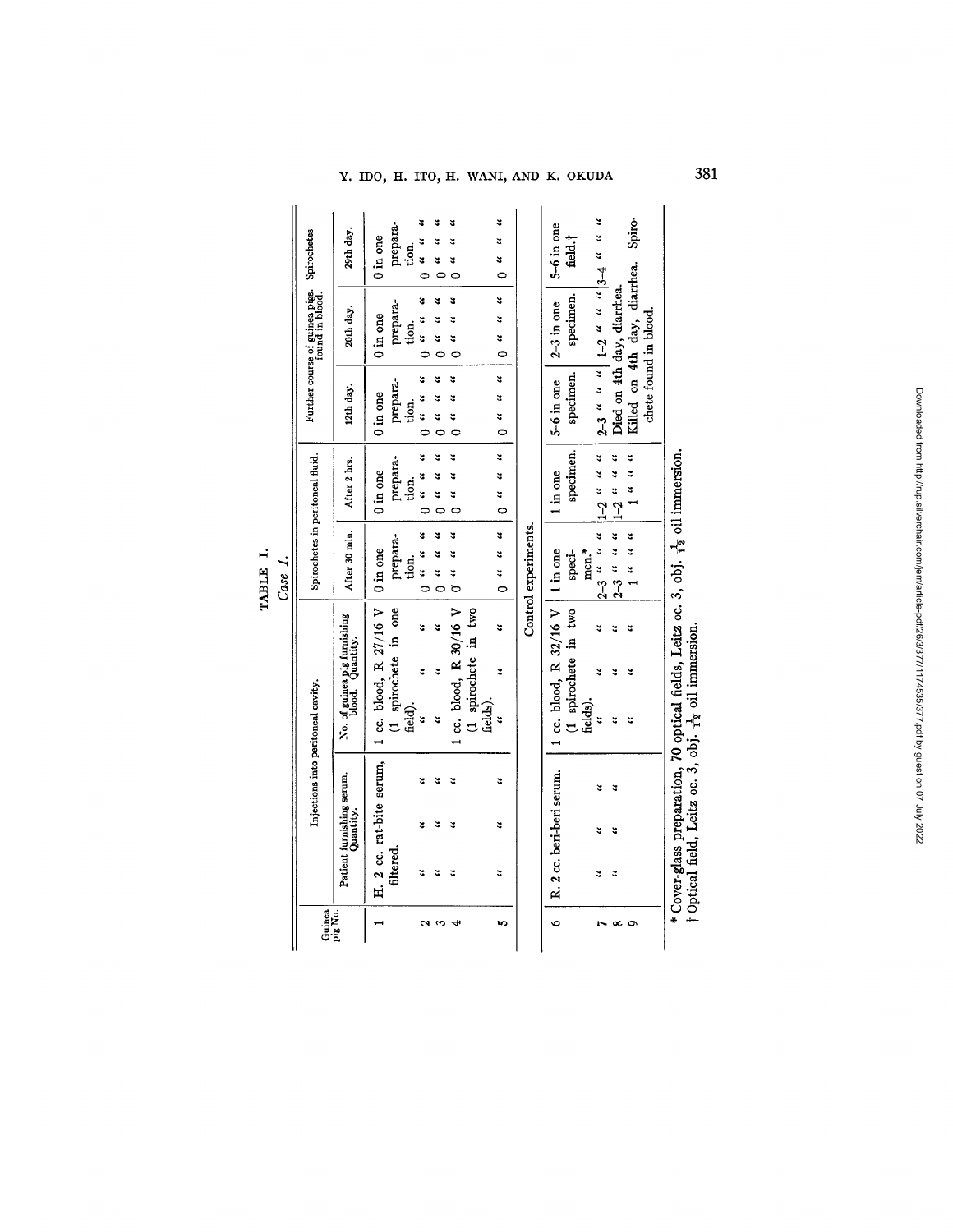TABLE I.

*Case 1.*

| Guinea pig No. | Injections into peritoneal cavity. | | Spirochetes in peritoneal fluid. | | Further course of guinea pigs. Spirochetes found in blood. | | |
|---|---|---|---|---|---|---|---|
| | Patient furnishing serum. Quantity. | No. of guinea pig furnishing blood. Quantity. | After 30 min. | After 2 hrs. | 12th day. | 20th day. | 29th day. |
| 1 | H. 2 cc. rat-bite serum, filtered. | 1 cc. blood, R 27/16 V (1 spirochete in one field). | 0 in one preparation. | 0 in one preparation. | 0 in one preparation. | 0 in one preparation. | 0 in one preparation. |
| 2 | " " " " | " " " | 0 " " " | 0 " " " | 0 " " " | 0 " " " | 0 " " " |
| 3 | " " " " | " " " | 0 " " " | 0 " " " | 0 " " " | 0 " " " | 0 " " " |
| 4 | " " " " | 1 cc. blood, R 30/16 V (1 spirochete in two fields). | 0 " " " | 0 " " " | 0 " " " | 0 " " " | 0 " " " |
| 5 | " " " " | " " " | 0 " " " | 0 " " " | 0 " " " | 0 " " " | 0 " " " |
| | | Control experiments. | | | | | |
| 6 | R. 2 cc. beri-beri serum. | 1 cc. blood, R 32/16 V (1 spirochete in two fields). | 1 in one specimen.* | 1 in one specimen. | 5–6 in one specimen. | 2–3 in one specimen. | 5–6 in one field.† |
| 7 | " " " " | " " " | 2–3 " " " | 1–2 " " " | 2–3 " " " | 1–2 " " " | 3–4 " " " |
| 8 | " " " " | " " " | 2–3 " " " | 1–2 " " " | Died on 4th day, diarrhea. | | |
| 9 | " " " " | " " " | 1 " " " | 1 " " " | Killed on 4th day, diarrhea. Spirochete found in blood. | | |

\* Cover-glass preparation, 70 optical fields, Leitz oc. 3, obj. $\frac{1}{12}$ oil immersion.
† Optical field, Leitz oc. 3, obj. $\frac{1}{12}$ oil immersion.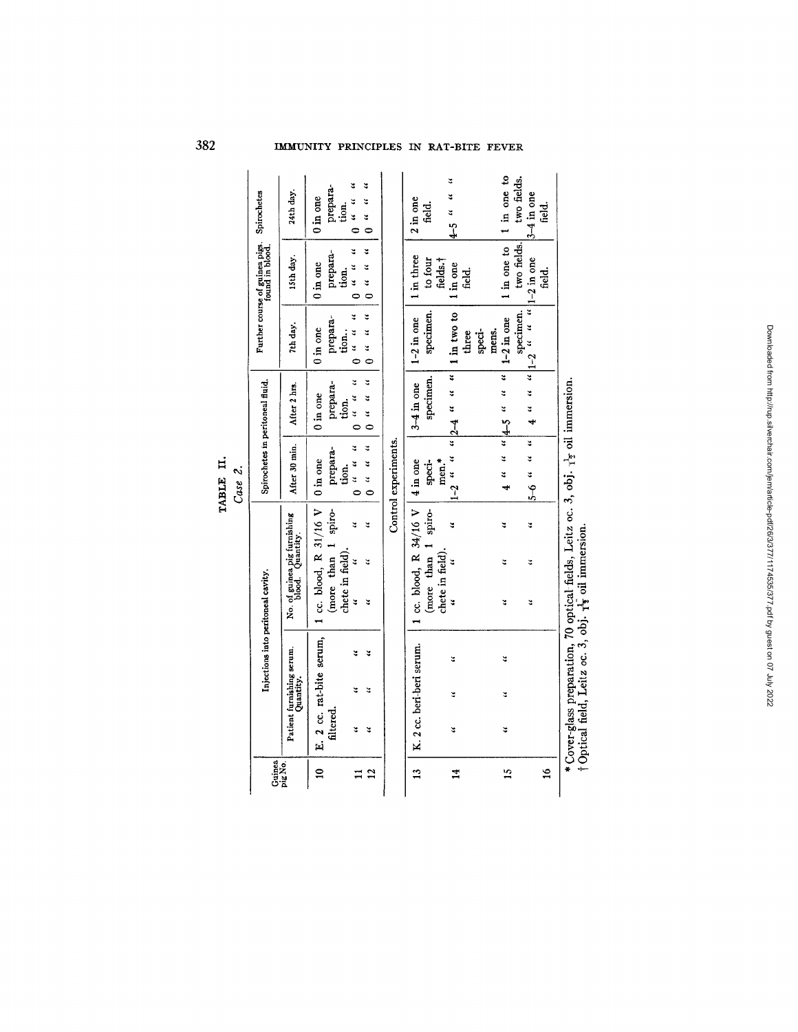TABLE II.

*Case 2.*

| Guinea pig No. | Injections into peritoneal cavity. | | Spirochetes in peritoneal fluid. | | Further course of guinea pigs. Spirochetes found in blood. | | Spirochetes |
|---|---|---|---|---|---|---|---|
| | Patient furnishing serum. Quantity. | No. of guinea pig furnishing blood. Quantity. | After 30 min. | After 2 hrs. | 7th day. | 15th day. | 24th day. |
| 10 | E. 2 cc. rat-bite serum, filtered. | 1 cc. blood, R 31/16 V (more than 1 spirochete in field). | 0 in one preparation. | 0 in one preparation. | 0 in one preparation. | 0 in one preparation. | 0 in one preparation. |
| 11 | " " " " | " " | 0 " " " | 0 " " " | 0 " " " | 0 " " " | 0 " " " |
| 12 | " " " " | " " | 0 " " " | 0 " " " | 0 " " " | 0 " " " | 0 " " " |
| | **Control experiments.** | | | | | | |
| 13 | K. 2 cc. beri-beri serum. | 1 cc. blood, R 34/16 V (more than 1 spirochete in field). | 4 in one specimen.* | 3–4 in one specimen. | 1–2 in one specimen. | 1 in three to four fields.† | 2 in one field. |
| 14 | " " " " | " " | 1–2 " " " | 2–4 " " " | 1 in two to three specimens. | 1 in one field. | 4–5 " " " |
| 15 | " " " " | " " | 4 " " " | 4–5 " " " | 1–2 in one specimen. | 1 in one to two fields. | 1 in one to two fields. |
| 16 | | " " | 5–6 " " " | 4 " " " | 1–2 " " " | 1–2 in one field. | 3–4 in one field. |

\* Cover-glass preparation, 70 optical fields, Leitz oc. 3, obj. $\frac{1}{12}$ oil immersion.

† Optical field, Leitz oc. 3, obj. $\frac{1}{12}$ oil immersion.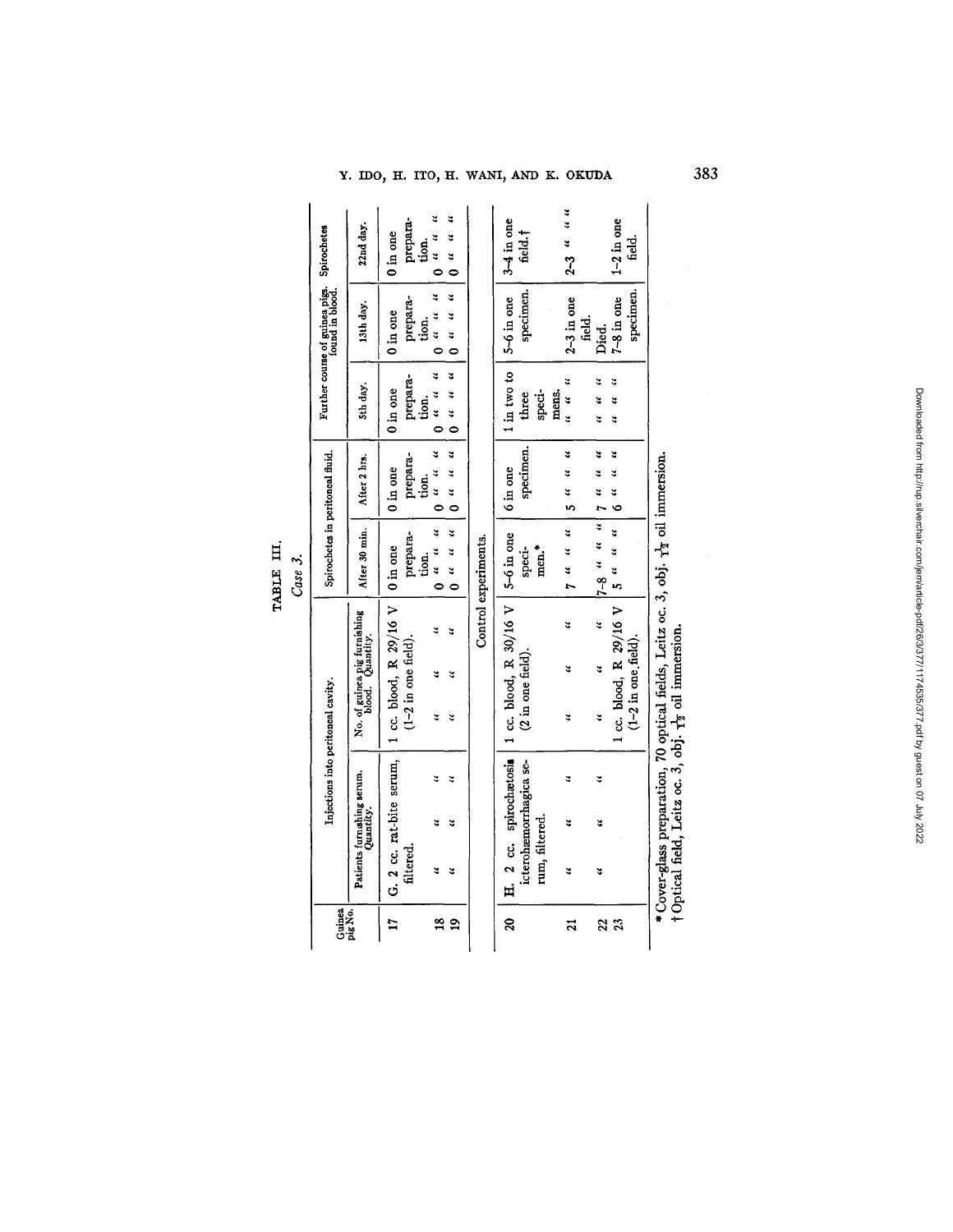TABLE III.

*Case 3.*

| Guinea pig No. | Injections into peritoneal cavity. | | Spirochetes in peritoneal fluid. | | Further course of guinea pigs. Spirochetes found in blood. | | |
|---|---|---|---|---|---|---|---|
| | Patients furnishing serum. Quantity. | No. of guinea pig furnishing blood. Quantity. | After 30 min. | After 2 hrs. | 5th day. | 13th day. | 22nd day. |
| 17 | G. 2 cc. rat-bite serum, filtered. | 1 cc. blood, R 29/16 V (1–2 in one field). | 0 in one preparation. | 0 in one preparation. | 0 in one preparation. | 0 in one preparation. | 0 in one preparation. |
| 18 | " " " " | " " " | 0 " " " | 0 " " " | 0 " " " | 0 " " " | 0 " " " |
| 19 | " " " " | " " " | 0 " " " | 0 " " " | 0 " " " | 0 " " " | 0 " " " |
| | | Control experiments. | | | | | |
| 20 | H. 2 cc. spirochætosis icterohæmorrhagica serum, filtered. | 1 cc. blood, R 30/16 V (2 in one field). | 5–6 in one specimen.* | 6 in one specimen. | 1 in two to three specimens. | 5–6 in one specimen. | 3–4 in one field.† |
| 21 | " " " " | " " " | 7 " " " | 5 " " " | " " " | 2–3 in one field. | 2–3 " " " |
| 22 | " " " " | " " " | 7–8 " " " | 7 " " " | " " " | Died. | |
| 23 | | 1 cc. blood, R 29/16 V (1–2 in one field). | 5 " " " | 6 " " " | " " " | 7–8 in one specimen. | 1–2 in one field. |

\* Cover-glass preparation, 70 optical fields, Leitz oc. 3, obj. $\frac{1}{12}$ oil immersion.

† Optical field, Leitz oc. 3, obj. $\frac{1}{12}$ oil immersion.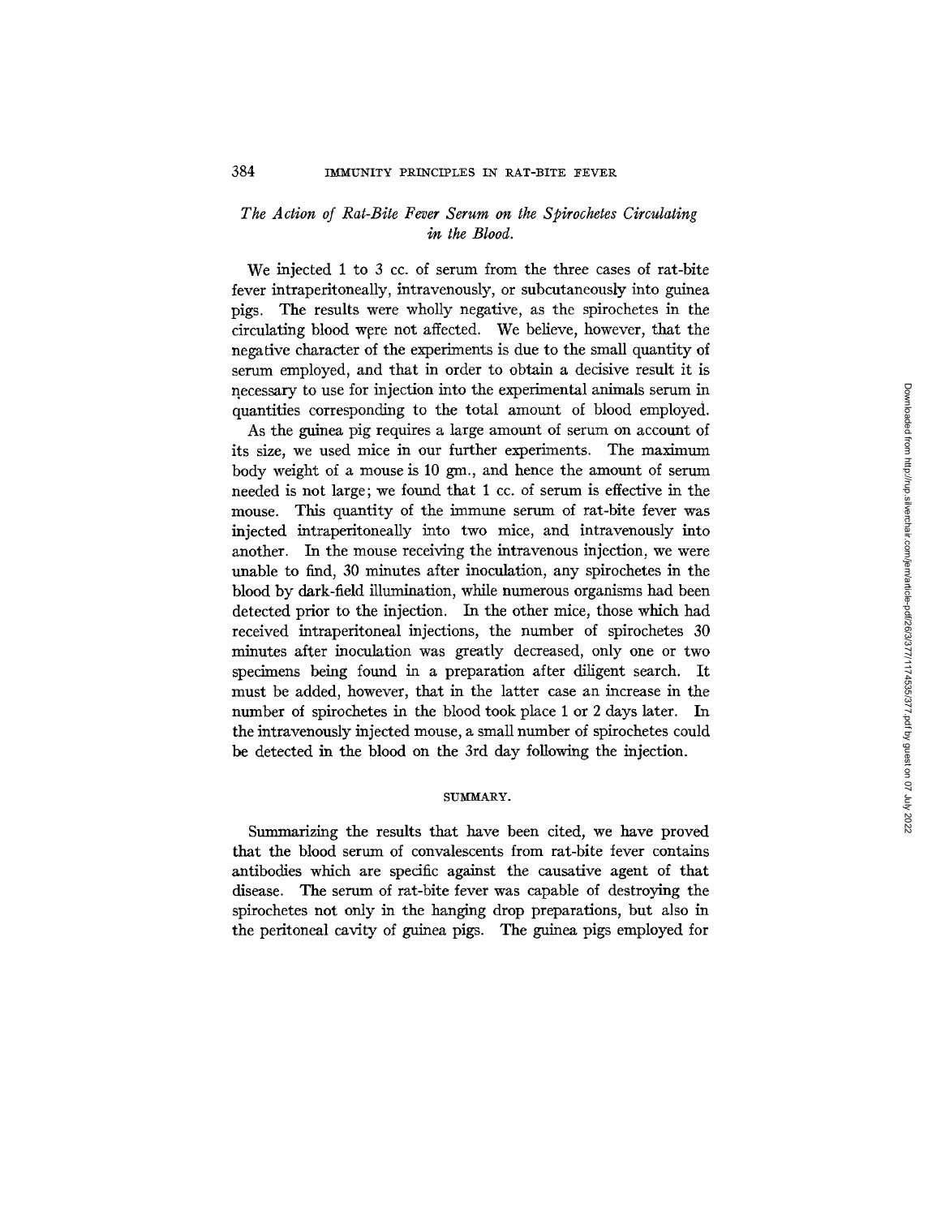### *The Action of Rat-Bite Fever Serum on the Spirochetes Circulating in the Blood.*

We injected 1 to 3 cc. of serum from the three cases of rat-bite fever intraperitoneally, intravenously, or subcutaneously into guinea pigs. The results were wholly negative, as the spirochetes in the circulating blood were not affected. We believe, however, that the negative character of the experiments is due to the small quantity of serum employed, and that in order to obtain a decisive result it is necessary to use for injection into the experimental animals serum in quantities corresponding to the total amount of blood employed.

As the guinea pig requires a large amount of serum on account of its size, we used mice in our further experiments. The maximum body weight of a mouse is 10 gm., and hence the amount of serum needed is not large; we found that 1 cc. of serum is effective in the mouse. This quantity of the immune serum of rat-bite fever was injected intraperitoneally into two mice, and intravenously into another. In the mouse receiving the intravenous injection, we were unable to find, 30 minutes after inoculation, any spirochetes in the blood by dark-field illumination, while numerous organisms had been detected prior to the injection. In the other mice, those which had received intraperitoneal injections, the number of spirochetes 30 minutes after inoculation was greatly decreased, only one or two specimens being found in a preparation after diligent search. It must be added, however, that in the latter case an increase in the number of spirochetes in the blood took place 1 or 2 days later. In the intravenously injected mouse, a small number of spirochetes could be detected in the blood on the 3rd day following the injection.

## SUMMARY.

Summarizing the results that have been cited, we have proved that the blood serum of convalescents from rat-bite fever contains antibodies which are specific against the causative agent of that disease. The serum of rat-bite fever was capable of destroying the spirochetes not only in the hanging drop preparations, but also in the peritoneal cavity of guinea pigs. The guinea pigs employed for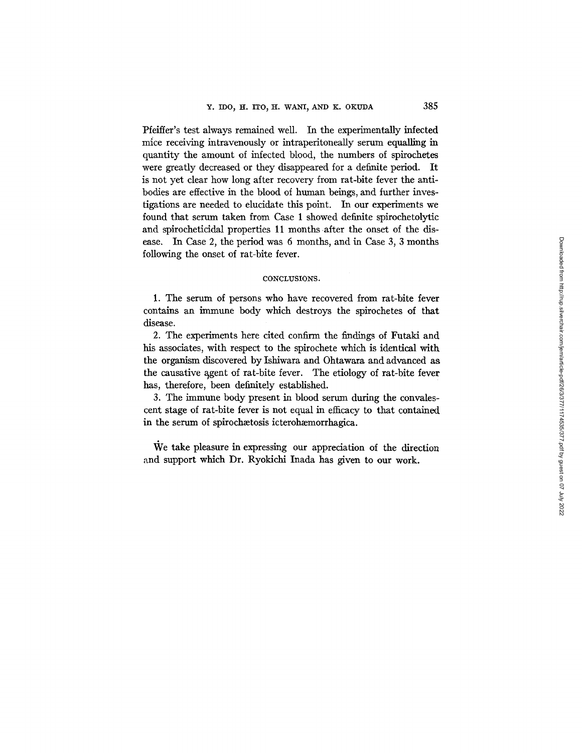Pfeiffer's test always remained well. In the experimentally infected mice receiving intravenously or intraperitoneally serum equalling in quantity the amount of infected blood, the numbers of spirochetes were greatly decreased or they disappeared for a definite period. It is not yet clear how long after recovery from rat-bite fever the antibodies are effective in the blood of human beings, and further investigations are needed to elucidate this point. In our experiments we found that serum taken from Case 1 showed definite spirochetolytic and spirocheticidal properties 11 months after the onset of the disease. In Case 2, the period was 6 months, and in Case 3, 3 months following the onset of rat-bite fever.

## CONCLUSIONS.

1. The serum of persons who have recovered from rat-bite fever contains an immune body which destroys the spirochetes of that disease.

2. The experiments here cited confirm the findings of Futaki and his associates, with respect to the spirochete which is identical with the organism discovered by Ishiwara and Ohtawara and advanced as the causative agent of rat-bite fever. The etiology of rat-bite fever has, therefore, been definitely established.

3. The immune body present in blood serum during the convalescent stage of rat-bite fever is not equal in efficacy to that contained in the serum of spirochætosis icterohæmorrhagica.

We take pleasure in expressing our appreciation of the direction and support which Dr. Ryokichi Inada has given to our work.